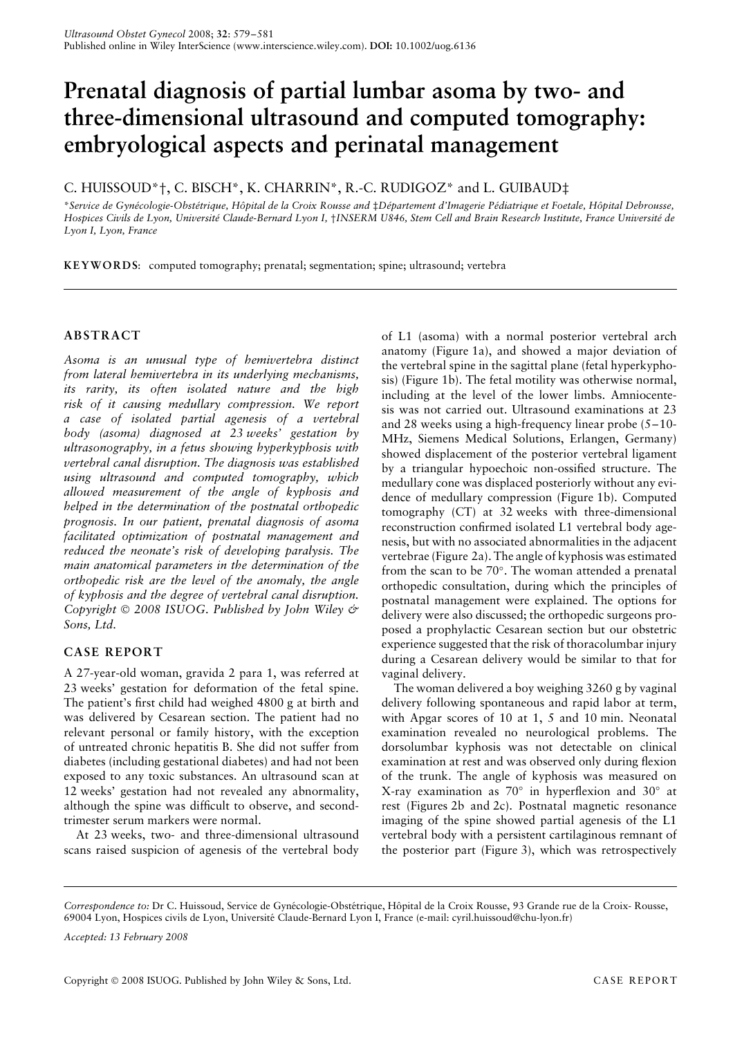# Prenatal diagnosis of partial lumbar asoma by two- and three-dimensional ultrasound and computed tomography: embryological aspects and perinatal management

C. HUISSOUD*†, C. BISCH*, K. CHARRIN*, R.-C. RUDIGOZ* and L. GUIBAUD‡

*Service de Gynécologie-Obstétrique, Hôpital de la Croix Rousse and ‡Département d'Imagerie Pédiatrique et Foetale, Hôpital Debrousse, Hospices Civils de Lyon, Université Claude-Bernard Lyon I, †INSERM U846, Stem Cell and Brain Research Institute, France Université de Lyon I, Lyon, France

**KEYWORDS**: computed tomography; prenatal; segmentation; spine; ultrasound; vertebra

## ABSTRACT

*Asoma is an unusual type of hemivertebra distinct from lateral hemivertebra in its underlying mechanisms, its rarity, its often isolated nature and the high risk of it causing medullary compression. We report a case of isolated partial agenesis of a vertebral body (asoma) diagnosed at 23 weeks' gestation by ultrasonography, in a fetus showing hyperkyphosis with vertebral canal disruption. The diagnosis was established using ultrasound and computed tomography, which allowed measurement of the angle of kyphosis and helped in the determination of the postnatal orthopedic prognosis. In our patient, prenatal diagnosis of asoma facilitated optimization of postnatal management and reduced the neonate's risk of developing paralysis. The main anatomical parameters in the determination of the orthopedic risk are the level of the anomaly, the angle of kyphosis and the degree of vertebral canal disruption. Copyright © 2008 ISUOG. Published by John Wiley & Sons, Ltd.*

## CASE REPORT

A 27-year-old woman, gravida 2 para 1, was referred at 23 weeks' gestation for deformation of the fetal spine. The patient's first child had weighed 4800 g at birth and was delivered by Cesarean section. The patient had no relevant personal or family history, with the exception of untreated chronic hepatitis B. She did not suffer from diabetes (including gestational diabetes) and had not been exposed to any toxic substances. An ultrasound scan at 12 weeks' gestation had not revealed any abnormality, although the spine was difficult to observe, and second-trimester serum markers were normal.

At 23 weeks, two- and three-dimensional ultrasound scans raised suspicion of agenesis of the vertebral body of L1 (asoma) with a normal posterior vertebral arch anatomy (Figure 1a), and showed a major deviation of the vertebral spine in the sagittal plane (fetal hyperkyphosis) (Figure 1b). The fetal motility was otherwise normal, including at the level of the lower limbs. Amniocentesis was not carried out. Ultrasound examinations at 23 and 28 weeks using a high-frequency linear probe (5–10-MHz, Siemens Medical Solutions, Erlangen, Germany) showed displacement of the posterior vertebral ligament by a triangular hypoechoic non-ossified structure. The medullary cone was displaced posteriorly without any evidence of medullary compression (Figure 1b). Computed tomography (CT) at 32 weeks with three-dimensional reconstruction confirmed isolated L1 vertebral body agenesis, but with no associated abnormalities in the adjacent vertebrae (Figure 2a). The angle of kyphosis was estimated from the scan to be 70°. The woman attended a prenatal orthopedic consultation, during which the principles of postnatal management were explained. The options for delivery were also discussed; the orthopedic surgeons proposed a prophylactic Cesarean section but our obstetric experience suggested that the risk of thoracolumbar injury during a Cesarean delivery would be similar to that for vaginal delivery.

The woman delivered a boy weighing 3260 g by vaginal delivery following spontaneous and rapid labor at term, with Apgar scores of 10 at 1, 5 and 10 min. Neonatal examination revealed no neurological problems. The dorsolumbar kyphosis was not detectable on clinical examination at rest and was observed only during flexion of the trunk. The angle of kyphosis was measured on X-ray examination as 70° in hyperflexion and 30° at rest (Figures 2b and 2c). Postnatal magnetic resonance imaging of the spine showed partial agenesis of the L1 vertebral body with a persistent cartilaginous remnant of the posterior part (Figure 3), which was retrospectively

*Correspondence to:* Dr C. Huissoud, Service de Gynécologie-Obstétrique, Hôpital de la Croix Rousse, 93 Grande rue de la Croix- Rousse, 69004 Lyon, Hospices civils de Lyon, Université Claude-Bernard Lyon I, France (e-mail: cyril.huissoud@chu-lyon.fr)

*Accepted: 13 February 2008*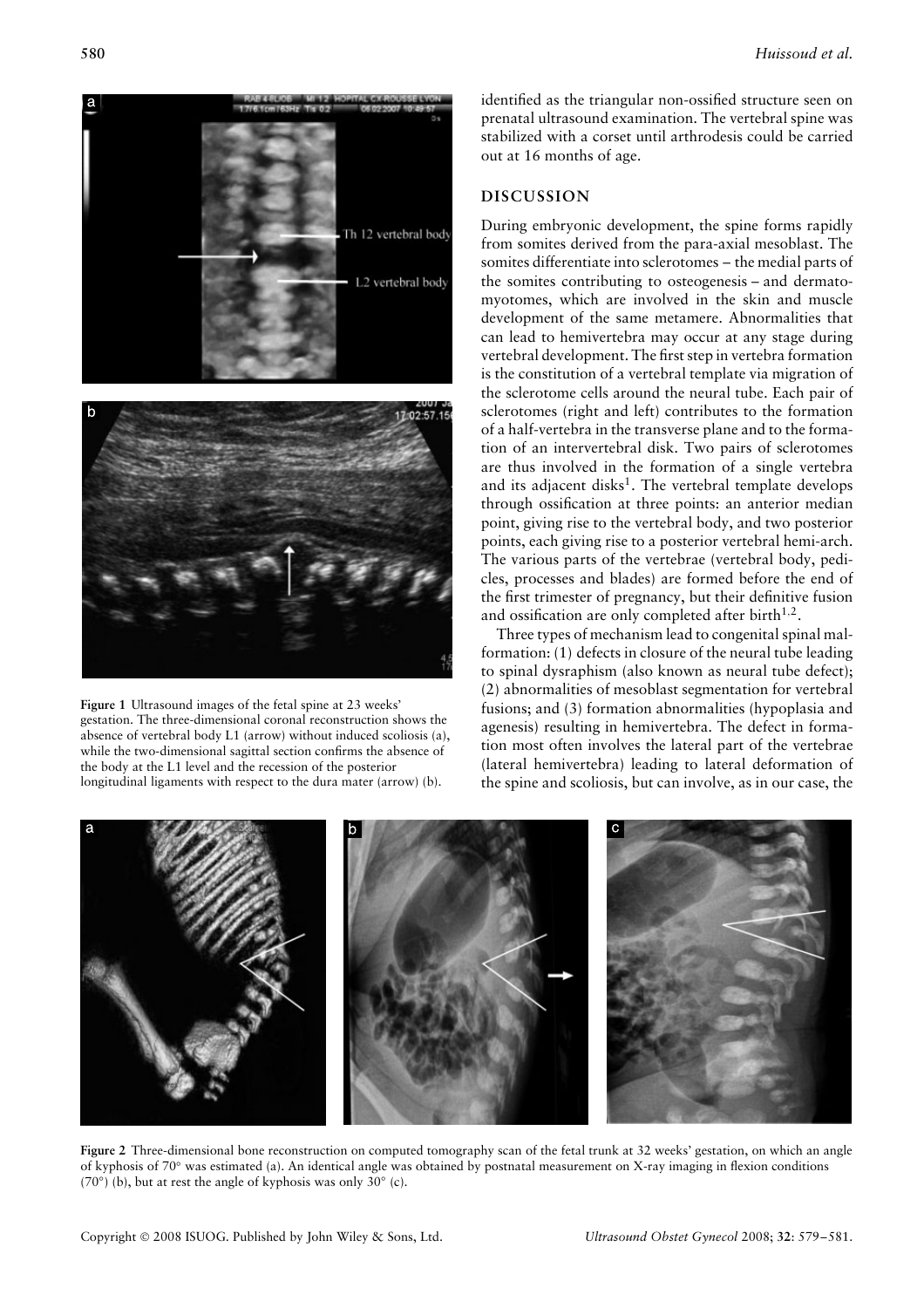Figure 1 Ultrasound images of the fetal spine at 23 weeks' gestation. The three-dimensional coronal reconstruction shows the absence of vertebral body L1 (arrow) without induced scoliosis (a), while the two-dimensional sagittal section confirms the absence of the body at the L1 level and the recession of the posterior longitudinal ligaments with respect to the dura mater (arrow) (b).

identified as the triangular non-ossified structure seen on prenatal ultrasound examination. The vertebral spine was stabilized with a corset until arthrodesis could be carried out at 16 months of age.

## DISCUSSION

During embryonic development, the spine forms rapidly from somites derived from the para-axial mesoblast. The somites differentiate into sclerotomes – the medial parts of the somites contributing to osteogenesis – and dermatomyotomes, which are involved in the skin and muscle development of the same metamere. Abnormalities that can lead to hemivertebra may occur at any stage during vertebral development. The first step in vertebra formation is the constitution of a vertebral template via migration of the sclerotome cells around the neural tube. Each pair of sclerotomes (right and left) contributes to the formation of a half-vertebra in the transverse plane and to the formation of an intervertebral disk. Two pairs of sclerotomes are thus involved in the formation of a single vertebra and its adjacent disks[1]. The vertebral template develops through ossification at three points: an anterior median point, giving rise to the vertebral body, and two posterior points, each giving rise to a posterior vertebral hemi-arch. The various parts of the vertebrae (vertebral body, pedicles, processes and blades) are formed before the end of the first trimester of pregnancy, but their definitive fusion and ossification are only completed after birth[1,2].

Three types of mechanism lead to congenital spinal malformation: (1) defects in closure of the neural tube leading to spinal dysraphism (also known as neural tube defect); (2) abnormalities of mesoblast segmentation for vertebral fusions; and (3) formation abnormalities (hypoplasia and agenesis) resulting in hemivertebra. The defect in formation most often involves the lateral part of the vertebrae (lateral hemivertebra) leading to lateral deformation of the spine and scoliosis, but can involve, as in our case, the

Figure 2 Three-dimensional bone reconstruction on computed tomography scan of the fetal trunk at 32 weeks' gestation, on which an angle of kyphosis of 70° was estimated (a). An identical angle was obtained by postnatal measurement on X-ray imaging in flexion conditions (70°) (b), but at rest the angle of kyphosis was only 30° (c).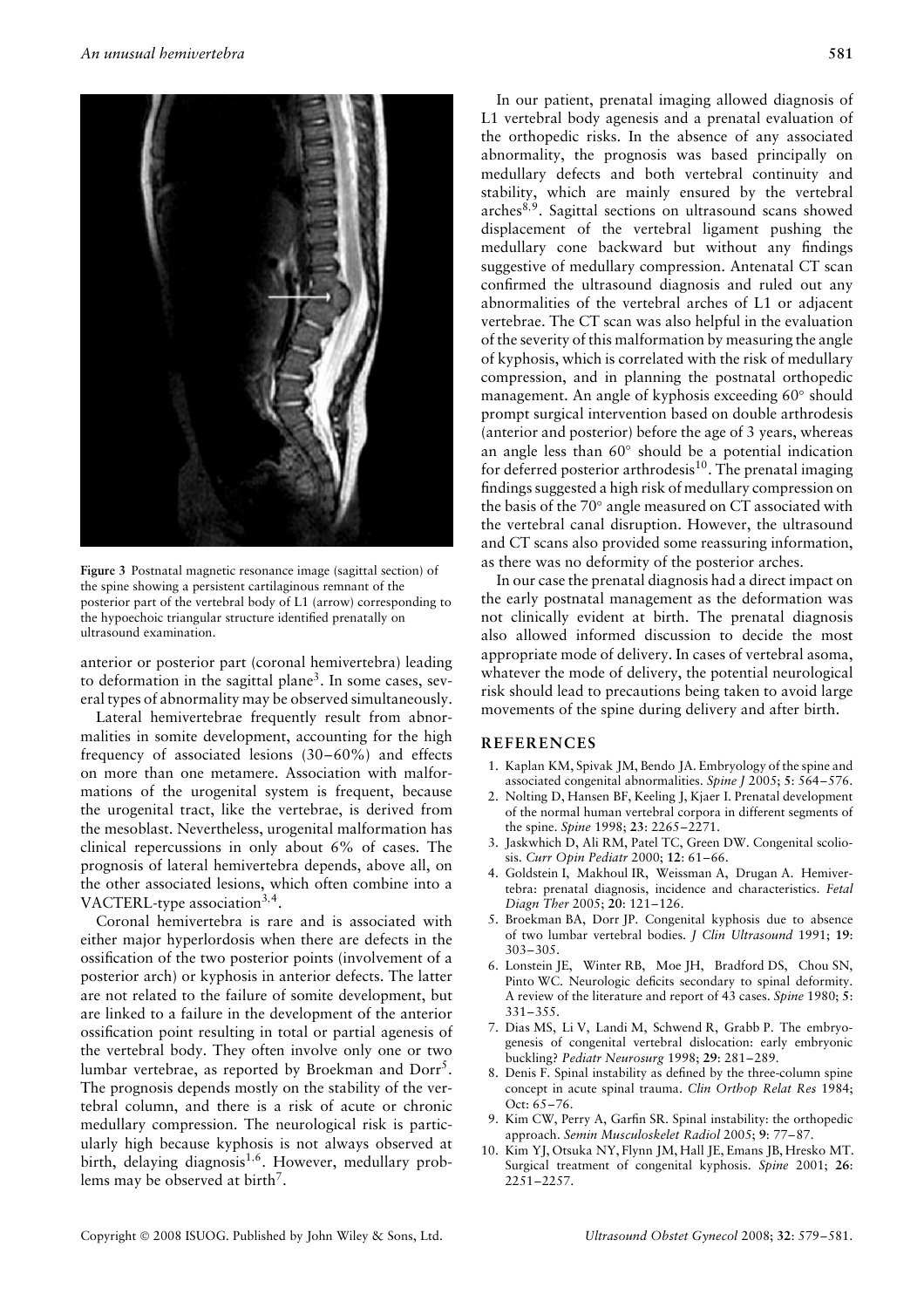Figure 3 Postnatal magnetic resonance image (sagittal section) of the spine showing a persistent cartilaginous remnant of the posterior part of the vertebral body of L1 (arrow) corresponding to the hypoechoic triangular structure identified prenatally on ultrasound examination.

anterior or posterior part (coronal hemivertebra) leading to deformation in the sagittal plane[3]. In some cases, several types of abnormality may be observed simultaneously.

Lateral hemivertebrae frequently result from abnormalities in somite development, accounting for the high frequency of associated lesions (30–60%) and effects on more than one metamere. Association with malformations of the urogenital system is frequent, because the urogenital tract, like the vertebrae, is derived from the mesoblast. Nevertheless, urogenital malformation has clinical repercussions in only about 6% of cases. The prognosis of lateral hemivertebra depends, above all, on the other associated lesions, which often combine into a VACTERL-type association[3,4].

Coronal hemivertebra is rare and is associated with either major hyperlordosis when there are defects in the ossification of the two posterior points (involvement of a posterior arch) or kyphosis in anterior defects. The latter are not related to the failure of somite development, but are linked to a failure in the development of the anterior ossification point resulting in total or partial agenesis of the vertebral body. They often involve only one or two lumbar vertebrae, as reported by Broekman and Dorr[5]. The prognosis depends mostly on the stability of the vertebral column, and there is a risk of acute or chronic medullary compression. The neurological risk is particularly high because kyphosis is not always observed at birth, delaying diagnosis[1,6]. However, medullary problems may be observed at birth[7].

In our patient, prenatal imaging allowed diagnosis of L1 vertebral body agenesis and a prenatal evaluation of the orthopedic risks. In the absence of any associated abnormality, the prognosis was based principally on medullary defects and both vertebral continuity and stability, which are mainly ensured by the vertebral arches[8,9]. Sagittal sections on ultrasound scans showed displacement of the vertebral ligament pushing the medullary cone backward but without any findings suggestive of medullary compression. Antenatal CT scan confirmed the ultrasound diagnosis and ruled out any abnormalities of the vertebral arches of L1 or adjacent vertebrae. The CT scan was also helpful in the evaluation of the severity of this malformation by measuring the angle of kyphosis, which is correlated with the risk of medullary compression, and in planning the postnatal orthopedic management. An angle of kyphosis exceeding 60° should prompt surgical intervention based on double arthrodesis (anterior and posterior) before the age of 3 years, whereas an angle less than 60° should be a potential indication for deferred posterior arthrodesis[10]. The prenatal imaging findings suggested a high risk of medullary compression on the basis of the 70° angle measured on CT associated with the vertebral canal disruption. However, the ultrasound and CT scans also provided some reassuring information, as there was no deformity of the posterior arches.

In our case the prenatal diagnosis had a direct impact on the early postnatal management as the deformation was not clinically evident at birth. The prenatal diagnosis also allowed informed discussion to decide the most appropriate mode of delivery. In cases of vertebral asoma, whatever the mode of delivery, the potential neurological risk should lead to precautions being taken to avoid large movements of the spine during delivery and after birth.

## REFERENCES

1. Kaplan KM, Spivak JM, Bendo JA. Embryology of the spine and associated congenital abnormalities. *Spine J* 2005; **5**: 564–576.
2. Nolting D, Hansen BF, Keeling J, Kjaer I. Prenatal development of the normal human vertebral corpora in different segments of the spine. *Spine* 1998; **23**: 2265–2271.
3. Jaskwhich D, Ali RM, Patel TC, Green DW. Congenital scoliosis. *Curr Opin Pediatr* 2000; **12**: 61–66.
4. Goldstein I, Makhoul IR, Weissman A, Drugan A. Hemivertebra: prenatal diagnosis, incidence and characteristics. *Fetal Diagn Ther* 2005; **20**: 121–126.
5. Broekman BA, Dorr JP. Congenital kyphosis due to absence of two lumbar vertebral bodies. *J Clin Ultrasound* 1991; **19**: 303–305.
6. Lonstein JE, Winter RB, Moe JH, Bradford DS, Chou SN, Pinto WC. Neurologic deficits secondary to spinal deformity. A review of the literature and report of 43 cases. *Spine* 1980; **5**: 331–355.
7. Dias MS, Li V, Landi M, Schwend R, Grabb P. The embryogenesis of congenital vertebral dislocation: early embryonic buckling? *Pediatr Neurosurg* 1998; **29**: 281–289.
8. Denis F. Spinal instability as defined by the three-column spine concept in acute spinal trauma. *Clin Orthop Relat Res* 1984; Oct: 65–76.
9. Kim CW, Perry A, Garfin SR. Spinal instability: the orthopedic approach. *Semin Musculoskelet Radiol* 2005; **9**: 77–87.
10. Kim YJ, Otsuka NY, Flynn JM, Hall JE, Emans JB, Hresko MT. Surgical treatment of congenital kyphosis. *Spine* 2001; **26**: 2251–2257.